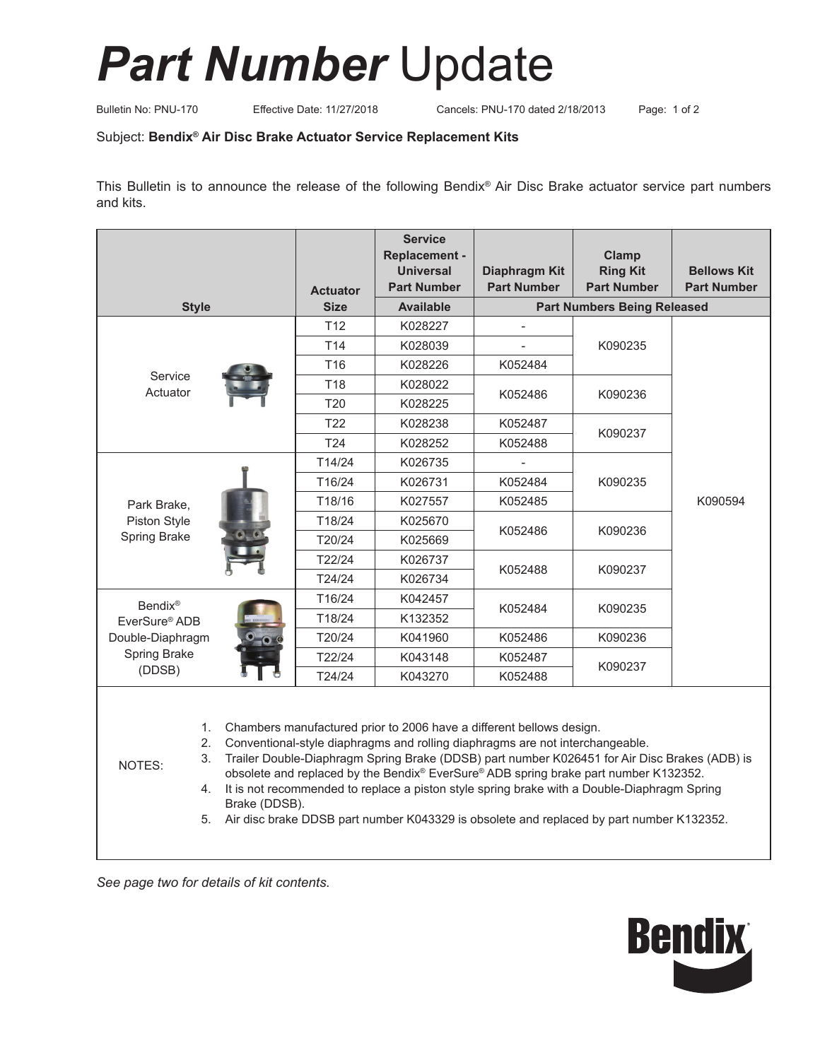# *Part Number* Update

Bulletin No: PNU-170 Effective Date: 11/27/2018 Cancels: PNU-170 dated 2/18/2013

Subject: **Bendix® Air Disc Brake Actuator Service Replacement Kits**

This Bulletin is to announce the release of the following Bendix® Air Disc Brake actuator service part numbers and kits.

| Style | Actuator Size | Service Replacement - Universal Part Number | Diaphragm Kit Part Number | Clamp Ring Kit Part Number | Bellows Kit Part Number |
|---|---|---|---|---|---|
| | | Available | Part Numbers Being Released | | |
| Service Actuator | T12 | K028227 | - | K090235 | K090594 |
| | T14 | K028039 | - | K090235 | K090594 |
| | T16 | K028226 | K052484 | K090235 | K090594 |
| | T18 | K028022 | K052486 | K090236 | K090594 |
| | T20 | K028225 | K052486 | K090236 | K090594 |
| | T22 | K028238 | K052487 | K090237 | K090594 |
| | T24 | K028252 | K052488 | K090237 | K090594 |
| Park Brake, Piston Style Spring Brake | T14/24 | K026735 | - | K090235 | K090594 |
| | T16/24 | K026731 | K052484 | K090235 | K090594 |
| | T18/16 | K027557 | K052485 | K090235 | K090594 |
| | T18/24 | K025670 | K052486 | K090236 | K090594 |
| | T20/24 | K025669 | K052486 | K090236 | K090594 |
| | T22/24 | K026737 | K052488 | K090237 | K090594 |
| | T24/24 | K026734 | K052488 | K090237 | K090594 |
| Bendix® EverSure® ADB Double-Diaphragm Spring Brake (DDSB) | T16/24 | K042457 | K052484 | K090235 | K090594 |
| | T18/24 | K132352 | K052484 | K090235 | K090594 |
| | T20/24 | K041960 | K052486 | K090236 | K090594 |
| | T22/24 | K043148 | K052487 | K090237 | K090594 |
| | T24/24 | K043270 | K052488 | K090237 | K090594 |

NOTES:

1. Chambers manufactured prior to 2006 have a different bellows design.
2. Conventional-style diaphragms and rolling diaphragms are not interchangeable.
3. Trailer Double-Diaphragm Spring Brake (DDSB) part number K026451 for Air Disc Brakes (ADB) is obsolete and replaced by the Bendix® EverSure® ADB spring brake part number K132352.
4. It is not recommended to replace a piston style spring brake with a Double-Diaphragm Spring Brake (DDSB).
5. Air disc brake DDSB part number K043329 is obsolete and replaced by part number K132352.

*See page two for details of kit contents.*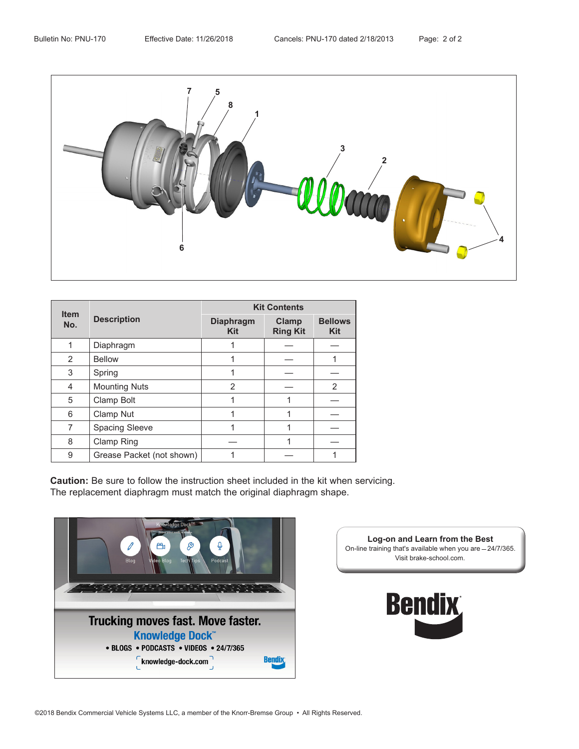| Item No. | Description | Kit Contents | | |
|---|---|---|---|---|
| | | Diaphragm Kit | Clamp Ring Kit | Bellows Kit |
| 1 | Diaphragm | 1 | — | — |
| 2 | Bellow | 1 | — | 1 |
| 3 | Spring | 1 | — | — |
| 4 | Mounting Nuts | 2 | — | 2 |
| 5 | Clamp Bolt | 1 | 1 | — |
| 6 | Clamp Nut | 1 | 1 | — |
| 7 | Spacing Sleeve | 1 | 1 | — |
| 8 | Clamp Ring | — | 1 | — |
| 9 | Grease Packet (not shown) | 1 | — | 1 |

**Caution:** Be sure to follow the instruction sheet included in the kit when servicing. The replacement diaphragm must match the original diaphragm shape.

**Trucking moves fast. Move faster.**

**Knowledge Dock™**

• BLOGS • PODCASTS • VIDEOS • 24/7/365

knowledge-dock.com

**Log-on and Learn from the Best**

On-line training that's available when you are – 24/7/365.
Visit brake-school.com.

**Bendix**

©2018 Bendix Commercial Vehicle Systems LLC, a member of the Knorr-Bremse Group • All Rights Reserved.